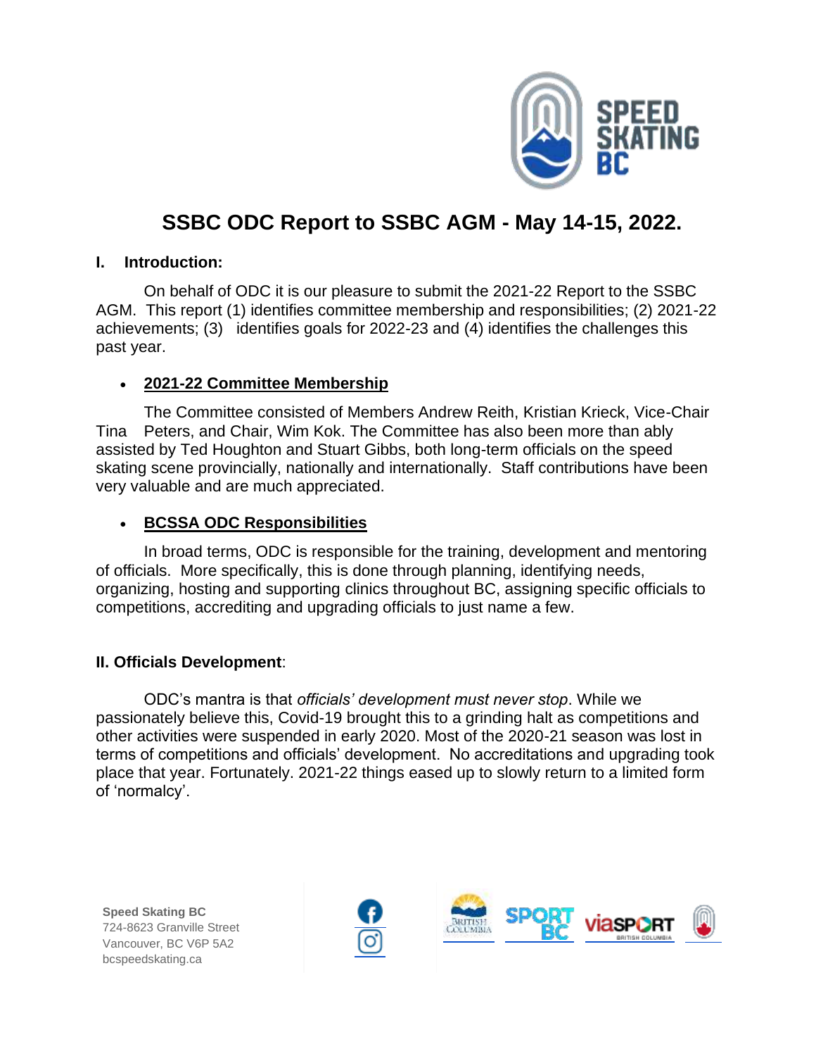# SSBC ODC Report to SSBC AGM - May 14-15, 2022.

## I. Introduction:

On behalf of ODC it is our pleasure to submit the 2021-22 Report to the SSBC AGM. This report (1) identifies committee membership and responsibilities; (2) 2021-22 achievements; (3) identifies goals for 2022-23 and (4) identifies the challenges this past year.

- **2021-22 Committee Membership**

The Committee consisted of Members Andrew Reith, Kristian Krieck, Vice-Chair Tina Peters, and Chair, Wim Kok. The Committee has also been more than ably assisted by Ted Houghton and Stuart Gibbs, both long-term officials on the speed skating scene provincially, nationally and internationally. Staff contributions have been very valuable and are much appreciated.

- **BCSSA ODC Responsibilities**

In broad terms, ODC is responsible for the training, development and mentoring of officials. More specifically, this is done through planning, identifying needs, organizing, hosting and supporting clinics throughout BC, assigning specific officials to competitions, accrediting and upgrading officials to just name a few.

## II. Officials Development:

ODC's mantra is that *officials' development must never stop*. While we passionately believe this, Covid-19 brought this to a grinding halt as competitions and other activities were suspended in early 2020. Most of the 2020-21 season was lost in terms of competitions and officials' development. No accreditations and upgrading took place that year. Fortunately. 2021-22 things eased up to slowly return to a limited form of 'normalcy'.

Speed Skating BC
724-8623 Granville Street
Vancouver, BC V6P 5A2
bcspeedskating.ca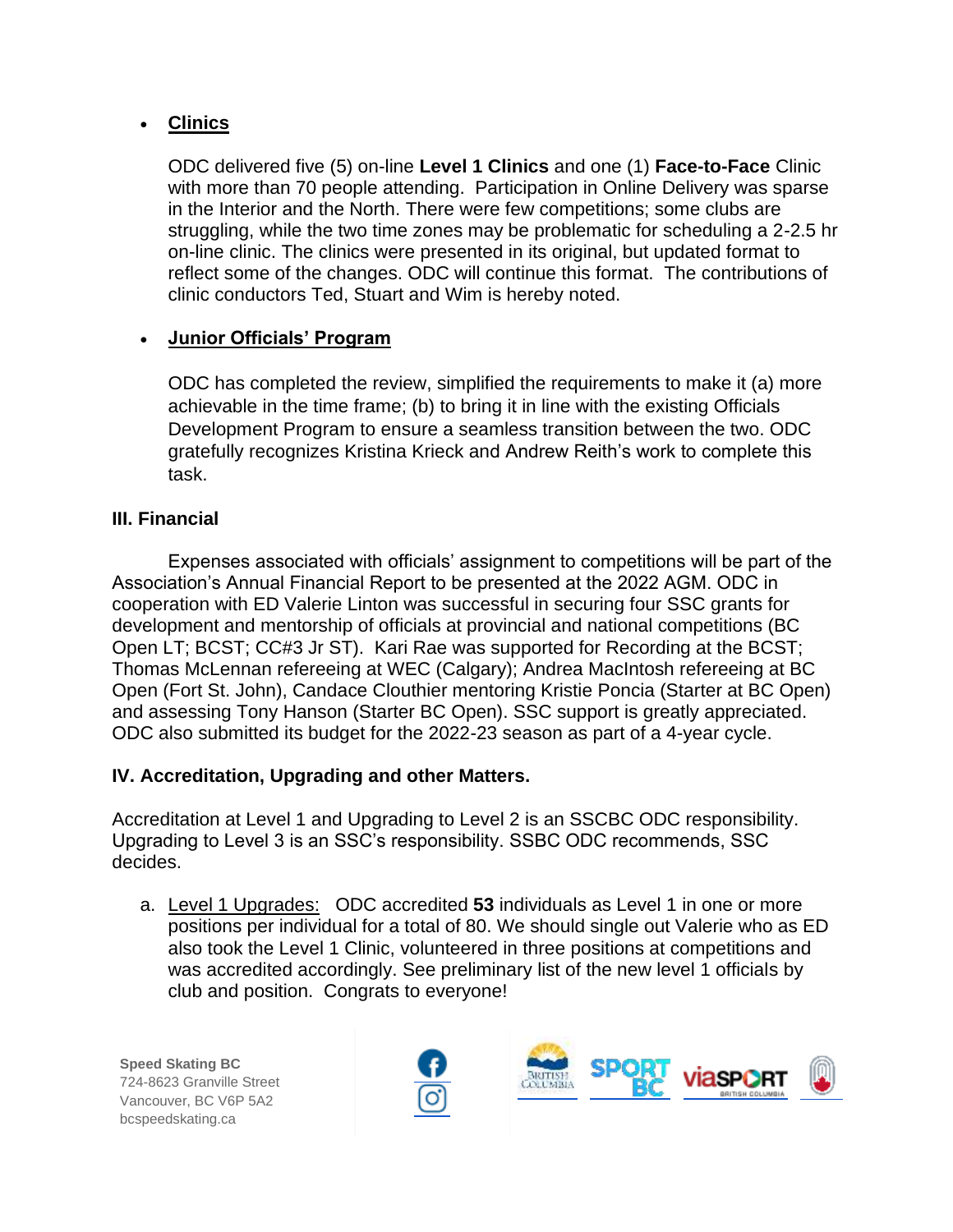- **Clinics**

  ODC delivered five (5) on-line **Level 1 Clinics** and one (1) **Face-to-Face** Clinic with more than 70 people attending. Participation in Online Delivery was sparse in the Interior and the North. There were few competitions; some clubs are struggling, while the two time zones may be problematic for scheduling a 2-2.5 hr on-line clinic. The clinics were presented in its original, but updated format to reflect some of the changes. ODC will continue this format. The contributions of clinic conductors Ted, Stuart and Wim is hereby noted.

- **Junior Officials' Program**

  ODC has completed the review, simplified the requirements to make it (a) more achievable in the time frame; (b) to bring it in line with the existing Officials Development Program to ensure a seamless transition between the two. ODC gratefully recognizes Kristina Krieck and Andrew Reith's work to complete this task.

### III. Financial

Expenses associated with officials' assignment to competitions will be part of the Association's Annual Financial Report to be presented at the 2022 AGM. ODC in cooperation with ED Valerie Linton was successful in securing four SSC grants for development and mentorship of officials at provincial and national competitions (BC Open LT; BCST; CC#3 Jr ST). Kari Rae was supported for Recording at the BCST; Thomas McLennan refereeing at WEC (Calgary); Andrea MacIntosh refereeing at BC Open (Fort St. John), Candace Clouthier mentoring Kristie Poncia (Starter at BC Open) and assessing Tony Hanson (Starter BC Open). SSC support is greatly appreciated. ODC also submitted its budget for the 2022-23 season as part of a 4-year cycle.

### IV. Accreditation, Upgrading and other Matters.

Accreditation at Level 1 and Upgrading to Level 2 is an SSCBC ODC responsibility. Upgrading to Level 3 is an SSC's responsibility. SSBC ODC recommends, SSC decides.

a. Level 1 Upgrades: ODC accredited **53** individuals as Level 1 in one or more positions per individual for a total of 80. We should single out Valerie who as ED also took the Level 1 Clinic, volunteered in three positions at competitions and was accredited accordingly. See preliminary list of the new level 1 officials by club and position. Congrats to everyone!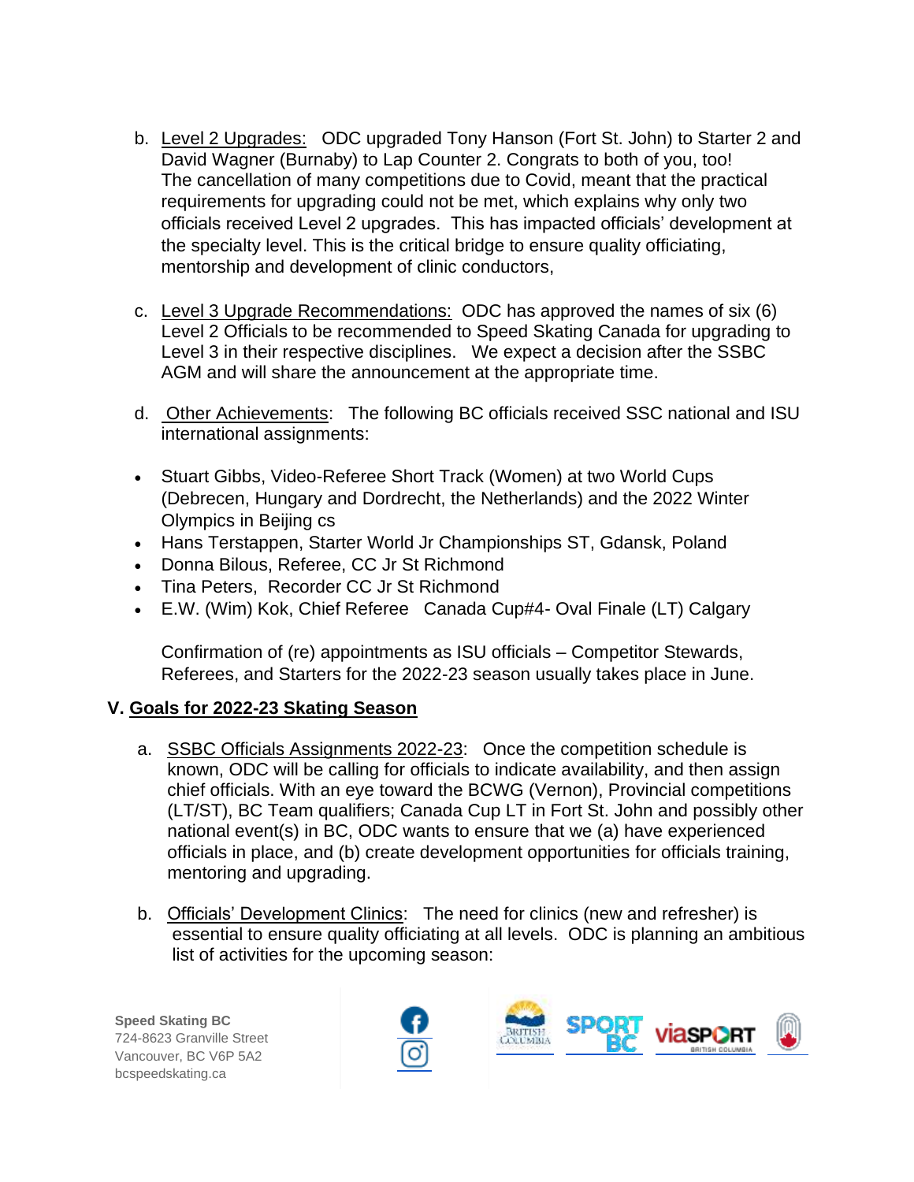b. Level 2 Upgrades: ODC upgraded Tony Hanson (Fort St. John) to Starter 2 and David Wagner (Burnaby) to Lap Counter 2. Congrats to both of you, too! The cancellation of many competitions due to Covid, meant that the practical requirements for upgrading could not be met, which explains why only two officials received Level 2 upgrades. This has impacted officials' development at the specialty level. This is the critical bridge to ensure quality officiating, mentorship and development of clinic conductors,

c. Level 3 Upgrade Recommendations: ODC has approved the names of six (6) Level 2 Officials to be recommended to Speed Skating Canada for upgrading to Level 3 in their respective disciplines. We expect a decision after the SSBC AGM and will share the announcement at the appropriate time.

d. Other Achievements: The following BC officials received SSC national and ISU international assignments:

- Stuart Gibbs, Video-Referee Short Track (Women) at two World Cups (Debrecen, Hungary and Dordrecht, the Netherlands) and the 2022 Winter Olympics in Beijing cs
- Hans Terstappen, Starter World Jr Championships ST, Gdansk, Poland
- Donna Bilous, Referee, CC Jr St Richmond
- Tina Peters, Recorder CC Jr St Richmond
- E.W. (Wim) Kok, Chief Referee Canada Cup#4- Oval Finale (LT) Calgary

Confirmation of (re) appointments as ISU officials – Competitor Stewards, Referees, and Starters for the 2022-23 season usually takes place in June.

## V. Goals for 2022-23 Skating Season

a. SSBC Officials Assignments 2022-23: Once the competition schedule is known, ODC will be calling for officials to indicate availability, and then assign chief officials. With an eye toward the BCWG (Vernon), Provincial competitions (LT/ST), BC Team qualifiers; Canada Cup LT in Fort St. John and possibly other national event(s) in BC, ODC wants to ensure that we (a) have experienced officials in place, and (b) create development opportunities for officials training, mentoring and upgrading.

b. Officials' Development Clinics: The need for clinics (new and refresher) is essential to ensure quality officiating at all levels. ODC is planning an ambitious list of activities for the upcoming season: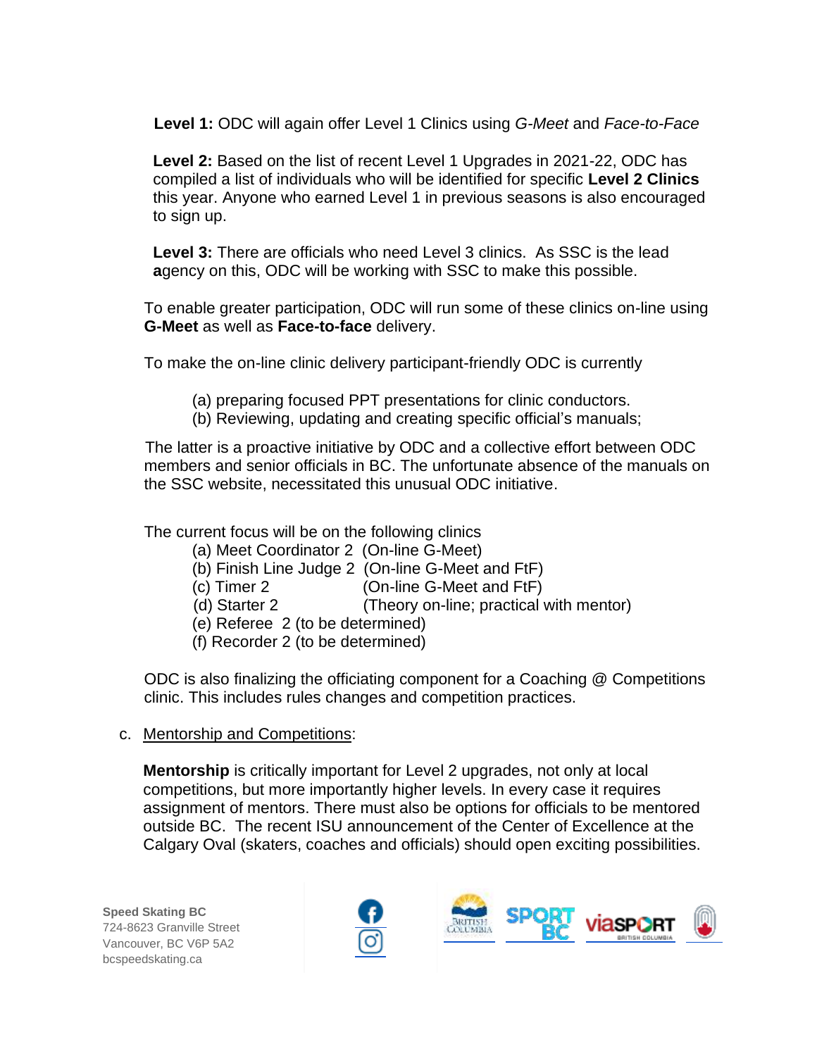**Level 1:** ODC will again offer Level 1 Clinics using *G-Meet* and *Face-to-Face*

**Level 2:** Based on the list of recent Level 1 Upgrades in 2021-22, ODC has compiled a list of individuals who will be identified for specific **Level 2 Clinics** this year. Anyone who earned Level 1 in previous seasons is also encouraged to sign up.

**Level 3:** There are officials who need Level 3 clinics. As SSC is the lead **a**gency on this, ODC will be working with SSC to make this possible.

To enable greater participation, ODC will run some of these clinics on-line using **G-Meet** as well as **Face-to-face** delivery.

To make the on-line clinic delivery participant-friendly ODC is currently

(a) preparing focused PPT presentations for clinic conductors.
(b) Reviewing, updating and creating specific official's manuals;

The latter is a proactive initiative by ODC and a collective effort between ODC members and senior officials in BC. The unfortunate absence of the manuals on the SSC website, necessitated this unusual ODC initiative.

The current focus will be on the following clinics

(a) Meet Coordinator 2 (On-line G-Meet)
(b) Finish Line Judge 2 (On-line G-Meet and FtF)
(c) Timer 2 (On-line G-Meet and FtF)
(d) Starter 2 (Theory on-line; practical with mentor)
(e) Referee 2 (to be determined)
(f) Recorder 2 (to be determined)

ODC is also finalizing the officiating component for a Coaching @ Competitions clinic. This includes rules changes and competition practices.

c. Mentorship and Competitions:

**Mentorship** is critically important for Level 2 upgrades, not only at local competitions, but more importantly higher levels. In every case it requires assignment of mentors. There must also be options for officials to be mentored outside BC. The recent ISU announcement of the Center of Excellence at the Calgary Oval (skaters, coaches and officials) should open exciting possibilities.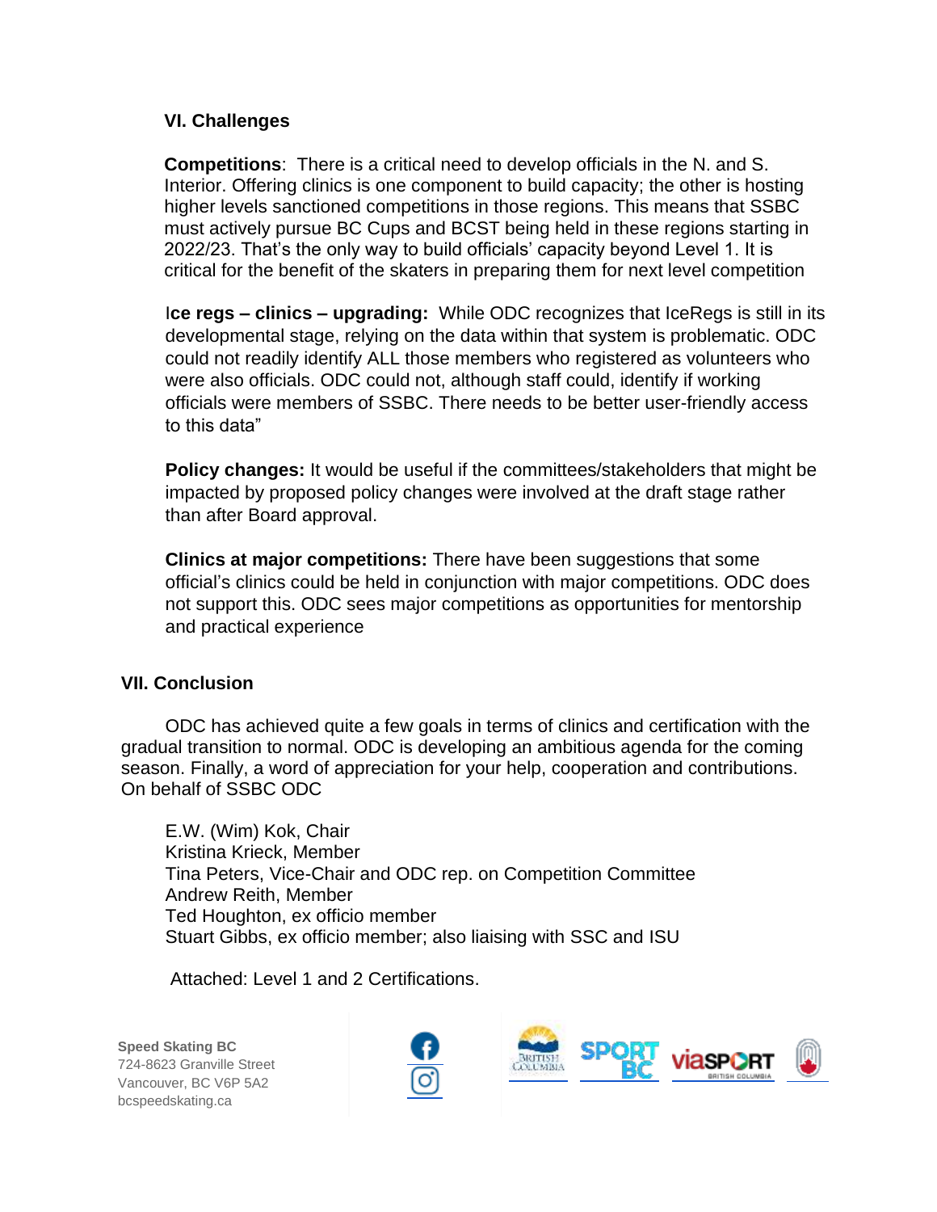## VI. Challenges

**Competitions**: There is a critical need to develop officials in the N. and S. Interior. Offering clinics is one component to build capacity; the other is hosting higher levels sanctioned competitions in those regions. This means that SSBC must actively pursue BC Cups and BCST being held in these regions starting in 2022/23. That's the only way to build officials' capacity beyond Level 1. It is critical for the benefit of the skaters in preparing them for next level competition

I**ce regs – clinics – upgrading:** While ODC recognizes that IceRegs is still in its developmental stage, relying on the data within that system is problematic. ODC could not readily identify ALL those members who registered as volunteers who were also officials. ODC could not, although staff could, identify if working officials were members of SSBC. There needs to be better user-friendly access to this data"

**Policy changes:** It would be useful if the committees/stakeholders that might be impacted by proposed policy changes were involved at the draft stage rather than after Board approval.

**Clinics at major competitions:** There have been suggestions that some official's clinics could be held in conjunction with major competitions. ODC does not support this. ODC sees major competitions as opportunities for mentorship and practical experience

## VII. Conclusion

ODC has achieved quite a few goals in terms of clinics and certification with the gradual transition to normal. ODC is developing an ambitious agenda for the coming season. Finally, a word of appreciation for your help, cooperation and contributions. On behalf of SSBC ODC

E.W. (Wim) Kok, Chair
Kristina Krieck, Member
Tina Peters, Vice-Chair and ODC rep. on Competition Committee
Andrew Reith, Member
Ted Houghton, ex officio member
Stuart Gibbs, ex officio member; also liaising with SSC and ISU

Attached: Level 1 and 2 Certifications.

Speed Skating BC
724-8623 Granville Street
Vancouver, BC V6P 5A2
bcspeedskating.ca